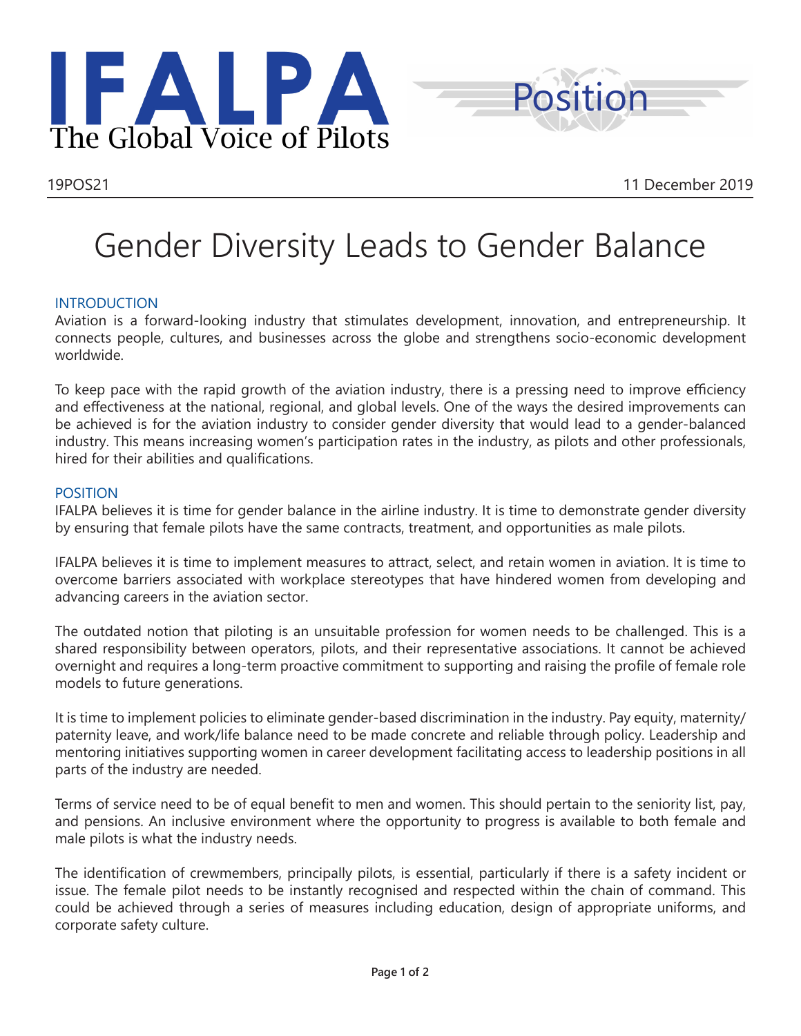# IFALPA
The Global Voice of Pilots

Position

19POS21 11 December 2019

# Gender Diversity Leads to Gender Balance

## INTRODUCTION

Aviation is a forward-looking industry that stimulates development, innovation, and entrepreneurship. It connects people, cultures, and businesses across the globe and strengthens socio-economic development worldwide.

To keep pace with the rapid growth of the aviation industry, there is a pressing need to improve efficiency and effectiveness at the national, regional, and global levels. One of the ways the desired improvements can be achieved is for the aviation industry to consider gender diversity that would lead to a gender-balanced industry. This means increasing women's participation rates in the industry, as pilots and other professionals, hired for their abilities and qualifications.

## POSITION

IFALPA believes it is time for gender balance in the airline industry. It is time to demonstrate gender diversity by ensuring that female pilots have the same contracts, treatment, and opportunities as male pilots.

IFALPA believes it is time to implement measures to attract, select, and retain women in aviation. It is time to overcome barriers associated with workplace stereotypes that have hindered women from developing and advancing careers in the aviation sector.

The outdated notion that piloting is an unsuitable profession for women needs to be challenged. This is a shared responsibility between operators, pilots, and their representative associations. It cannot be achieved overnight and requires a long-term proactive commitment to supporting and raising the profile of female role models to future generations.

It is time to implement policies to eliminate gender-based discrimination in the industry. Pay equity, maternity/paternity leave, and work/life balance need to be made concrete and reliable through policy. Leadership and mentoring initiatives supporting women in career development facilitating access to leadership positions in all parts of the industry are needed.

Terms of service need to be of equal benefit to men and women. This should pertain to the seniority list, pay, and pensions. An inclusive environment where the opportunity to progress is available to both female and male pilots is what the industry needs.

The identification of crewmembers, principally pilots, is essential, particularly if there is a safety incident or issue. The female pilot needs to be instantly recognised and respected within the chain of command. This could be achieved through a series of measures including education, design of appropriate uniforms, and corporate safety culture.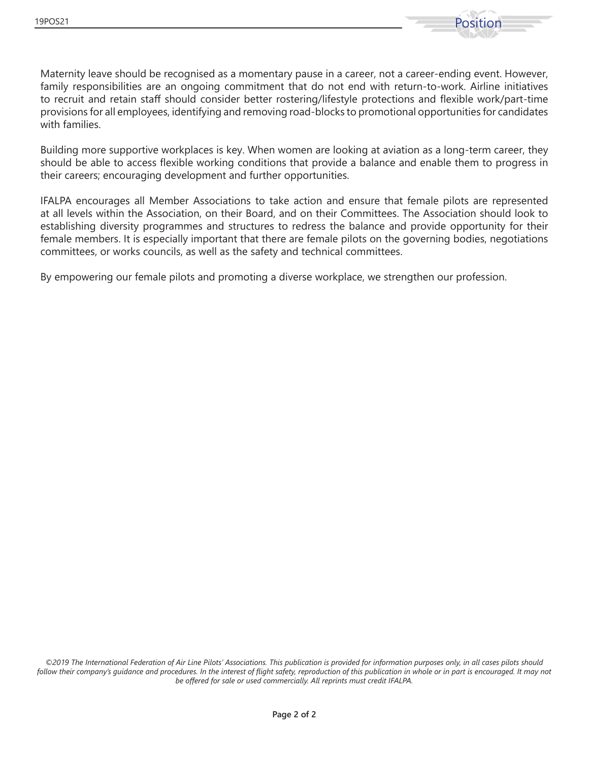Maternity leave should be recognised as a momentary pause in a career, not a career-ending event. However, family responsibilities are an ongoing commitment that do not end with return-to-work. Airline initiatives to recruit and retain staff should consider better rostering/lifestyle protections and flexible work/part-time provisions for all employees, identifying and removing road-blocks to promotional opportunities for candidates with families.

Building more supportive workplaces is key. When women are looking at aviation as a long-term career, they should be able to access flexible working conditions that provide a balance and enable them to progress in their careers; encouraging development and further opportunities.

IFALPA encourages all Member Associations to take action and ensure that female pilots are represented at all levels within the Association, on their Board, and on their Committees. The Association should look to establishing diversity programmes and structures to redress the balance and provide opportunity for their female members. It is especially important that there are female pilots on the governing bodies, negotiations committees, or works councils, as well as the safety and technical committees.

By empowering our female pilots and promoting a diverse workplace, we strengthen our profession.

*©2019 The International Federation of Air Line Pilots' Associations. This publication is provided for information purposes only, in all cases pilots should follow their company's guidance and procedures. In the interest of flight safety, reproduction of this publication in whole or in part is encouraged. It may not be offered for sale or used commercially. All reprints must credit IFALPA.*